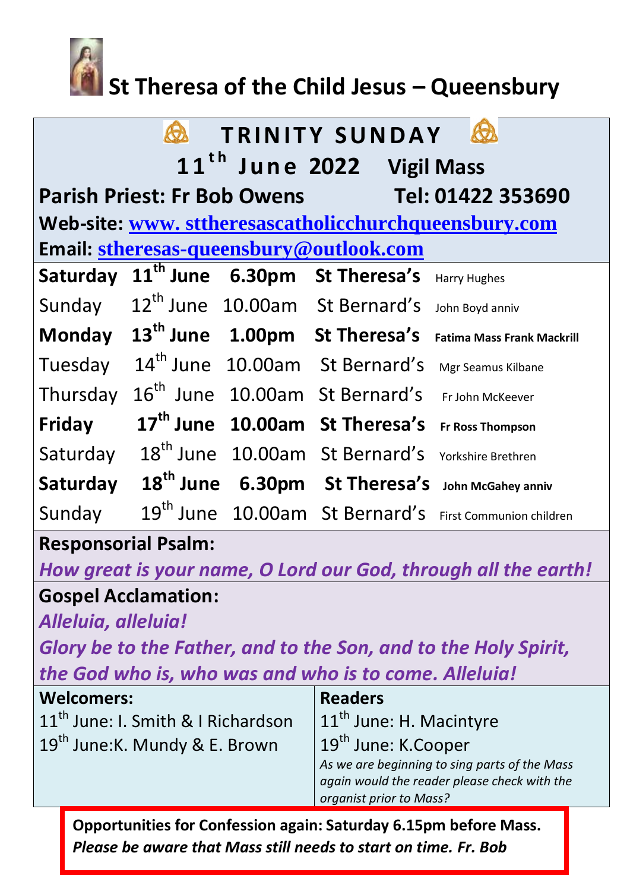# St Theresa of the Child Jesus – Queensbury

## TRINITY SUNDAY

**11th June 2022 Vigil Mass**

**Parish Priest: Fr Bob Owens** **Tel: 01422 353690**

**Web-site: www. sttheresascatholicchurchqueensbury.com**

**Email: stheresas-queensbury@outlook.com**

| | | | | |
|---|---|---|---|---|
| **Saturday** | **11th June** | **6.30pm** | **St Theresa's** | Harry Hughes |
| Sunday | 12th June | 10.00am | St Bernard's | John Boyd anniv |
| **Monday** | **13th June** | **1.00pm** | **St Theresa's** | **Fatima Mass Frank Mackrill** |
| Tuesday | 14th June | 10.00am | St Bernard's | Mgr Seamus Kilbane |
| Thursday | 16th June | 10.00am | St Bernard's | Fr John McKeever |
| **Friday** | **17th June** | **10.00am** | **St Theresa's** | **Fr Ross Thompson** |
| Saturday | 18th June | 10.00am | St Bernard's | Yorkshire Brethren |
| **Saturday** | **18th June** | **6.30pm** | **St Theresa's** | **John McGahey anniv** |
| Sunday | 19th June | 10.00am | St Bernard's | First Communion children |

**Responsorial Psalm:**

***How great is your name, O Lord our God, through all the earth!***

**Gospel Acclamation:**

***Alleluia, alleluia!***

***Glory be to the Father, and to the Son, and to the Holy Spirit, the God who is, who was and who is to come. Alleluia!***

**Welcomers:**

11th June: I. Smith & I Richardson

19th June:K. Mundy & E. Brown

**Readers**

11th June: H. Macintyre

19th June: K.Cooper

*As we are beginning to sing parts of the Mass again would the reader please check with the organist prior to Mass?*

**Opportunities for Confession again: Saturday 6.15pm before Mass.**

***Please be aware that Mass still needs to start on time. Fr. Bob***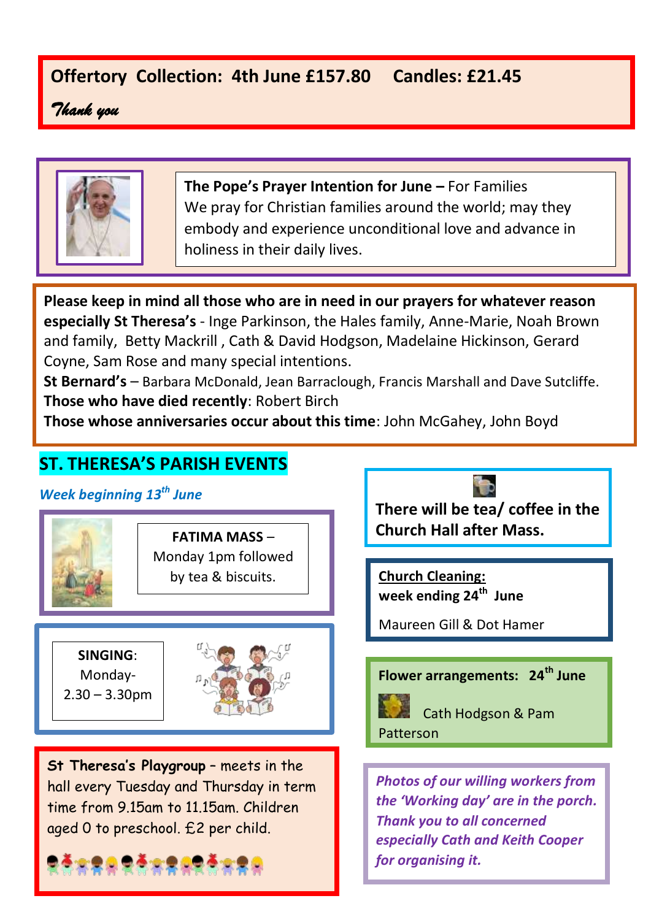**Offertory Collection: 4th June £157.80 Candles: £21.45**

*Thank you*

**The Pope's Prayer Intention for June –** For Families
We pray for Christian families around the world; may they embody and experience unconditional love and advance in holiness in their daily lives.

**Please keep in mind all those who are in need in our prayers for whatever reason especially St Theresa's** - Inge Parkinson, the Hales family, Anne-Marie, Noah Brown and family, Betty Mackrill , Cath & David Hodgson, Madelaine Hickinson, Gerard Coyne, Sam Rose and many special intentions.
**St Bernard's** – Barbara McDonald, Jean Barraclough, Francis Marshall and Dave Sutcliffe.
**Those who have died recently**: Robert Birch
**Those whose anniversaries occur about this time**: John McGahey, John Boyd

## ST. THERESA'S PARISH EVENTS

***Week beginning 13th June***

**FATIMA MASS** – Monday 1pm followed by tea & biscuits.

**SINGING**: Monday- 2.30 – 3.30pm

**St Theresa's Playgroup** – meets in the hall every Tuesday and Thursday in term time from 9.15am to 11.15am. Children aged 0 to preschool. £2 per child.

**There will be tea/ coffee in the Church Hall after Mass.**

**Church Cleaning:**
**week ending 24th June**

Maureen Gill & Dot Hamer

**Flower arrangements: 24th June**

Cath Hodgson & Pam Patterson

***Photos of our willing workers from the 'Working day' are in the porch. Thank you to all concerned especially Cath and Keith Cooper for organising it.***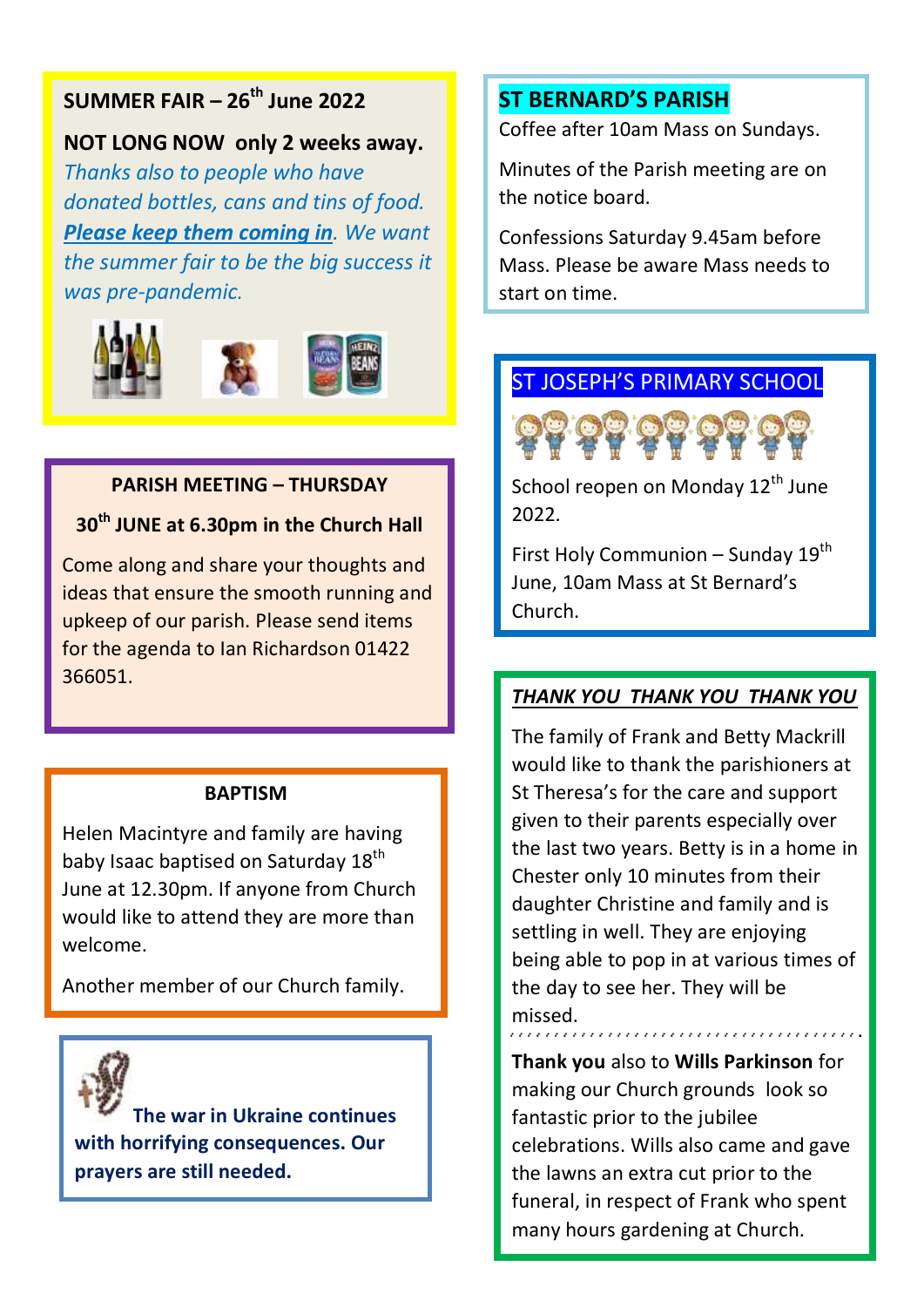## SUMMER FAIR – 26th June 2022

**NOT LONG NOW only 2 weeks away.**

*Thanks also to people who have donated bottles, cans and tins of food.* ***Please keep them coming in****. We want the summer fair to be the big success it was pre-pandemic.*

## PARISH MEETING – THURSDAY 30th JUNE at 6.30pm in the Church Hall

Come along and share your thoughts and ideas that ensure the smooth running and upkeep of our parish. Please send items for the agenda to Ian Richardson 01422 366051.

## BAPTISM

Helen Macintyre and family are having baby Isaac baptised on Saturday 18th June at 12.30pm. If anyone from Church would like to attend they are more than welcome.

Another member of our Church family.

**The war in Ukraine continues with horrifying consequences. Our prayers are still needed.**

## ST BERNARD'S PARISH

Coffee after 10am Mass on Sundays.

Minutes of the Parish meeting are on the notice board.

Confessions Saturday 9.45am before Mass. Please be aware Mass needs to start on time.

## ST JOSEPH'S PRIMARY SCHOOL

School reopen on Monday 12th June 2022.

First Holy Communion – Sunday 19th June, 10am Mass at St Bernard's Church.

## *THANK YOU THANK YOU THANK YOU*

The family of Frank and Betty Mackrill would like to thank the parishioners at St Theresa's for the care and support given to their parents especially over the last two years. Betty is in a home in Chester only 10 minutes from their daughter Christine and family and is settling in well. They are enjoying being able to pop in at various times of the day to see her. They will be missed.

**Thank you** also to **Wills Parkinson** for making our Church grounds look so fantastic prior to the jubilee celebrations. Wills also came and gave the lawns an extra cut prior to the funeral, in respect of Frank who spent many hours gardening at Church.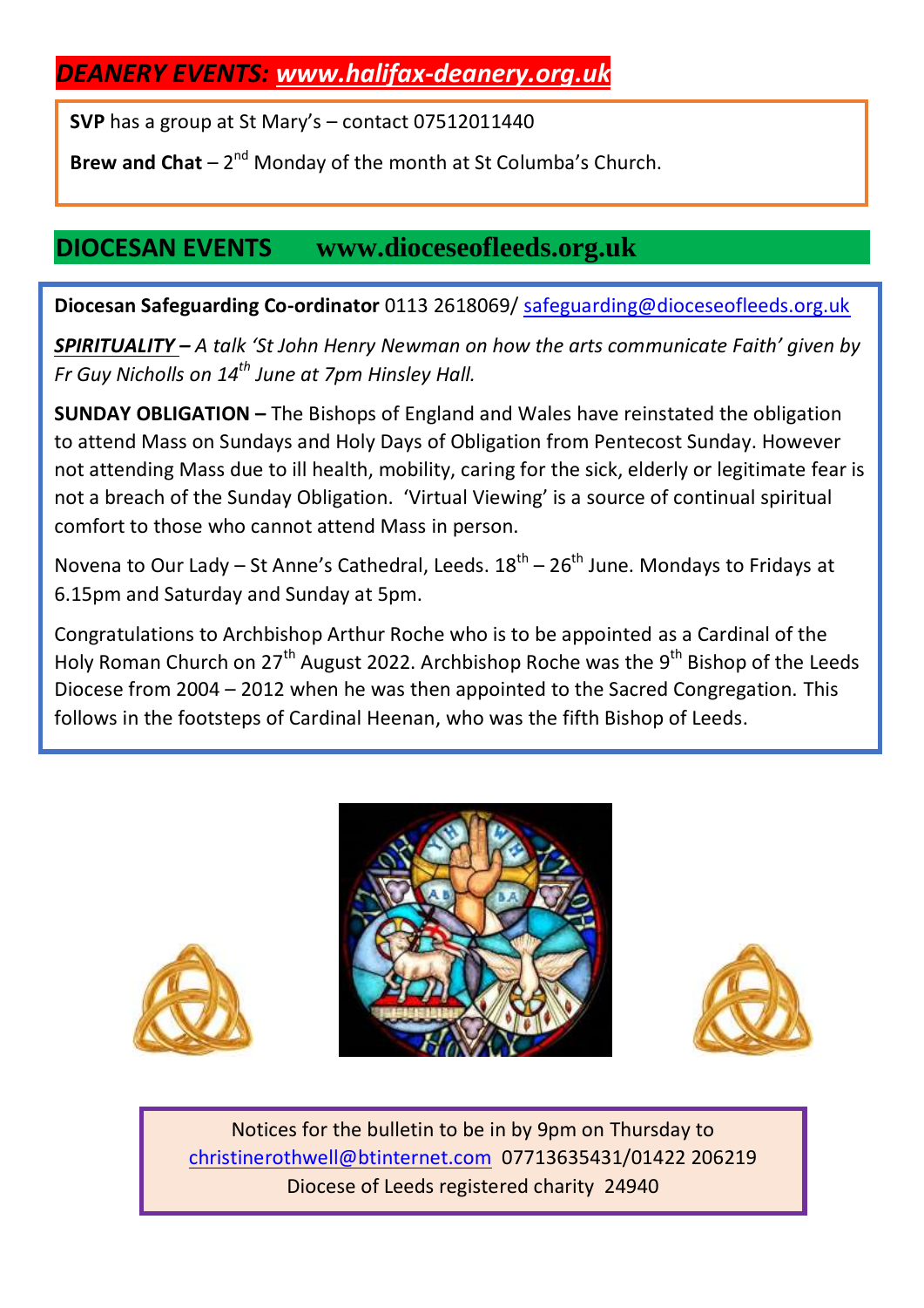## *DEANERY EVENTS: www.halifax-deanery.org.uk*

**SVP** has a group at St Mary's – contact 07512011440

**Brew and Chat** – 2nd Monday of the month at St Columba's Church.

## DIOCESAN EVENTS www.dioceseofleeds.org.uk

**Diocesan Safeguarding Co-ordinator** 0113 2618069/ safeguarding@dioceseofleeds.org.uk

***SPIRITUALITY*** *– A talk 'St John Henry Newman on how the arts communicate Faith' given by Fr Guy Nicholls on 14th June at 7pm Hinsley Hall.*

**SUNDAY OBLIGATION –** The Bishops of England and Wales have reinstated the obligation to attend Mass on Sundays and Holy Days of Obligation from Pentecost Sunday. However not attending Mass due to ill health, mobility, caring for the sick, elderly or legitimate fear is not a breach of the Sunday Obligation. 'Virtual Viewing' is a source of continual spiritual comfort to those who cannot attend Mass in person.

Novena to Our Lady – St Anne's Cathedral, Leeds. 18th – 26th June. Mondays to Fridays at 6.15pm and Saturday and Sunday at 5pm.

Congratulations to Archbishop Arthur Roche who is to be appointed as a Cardinal of the Holy Roman Church on 27th August 2022. Archbishop Roche was the 9th Bishop of the Leeds Diocese from 2004 – 2012 when he was then appointed to the Sacred Congregation. This follows in the footsteps of Cardinal Heenan, who was the fifth Bishop of Leeds.

Notices for the bulletin to be in by 9pm on Thursday to christinerothwell@btinternet.com 07713635431/01422 206219
Diocese of Leeds registered charity 24940